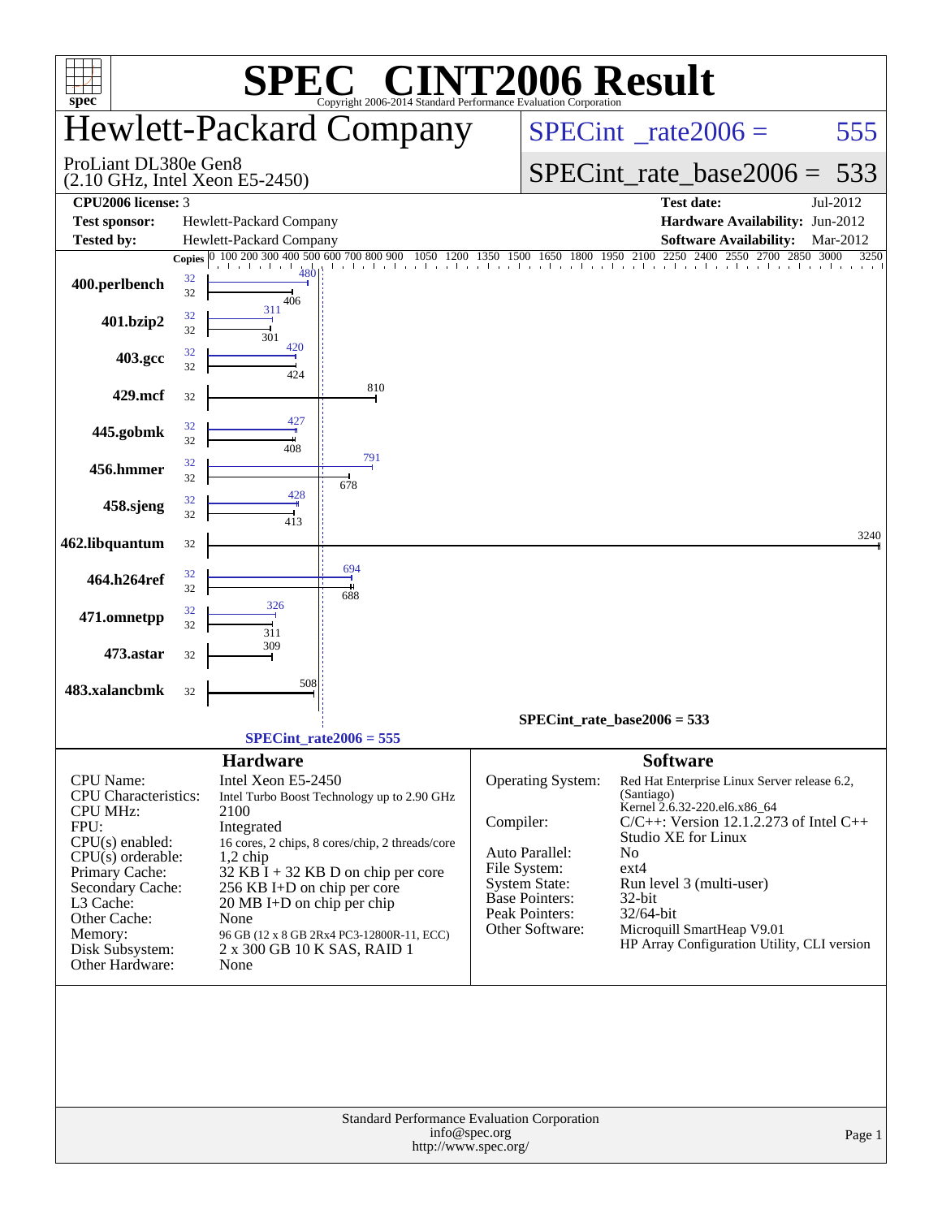# SPEC CINT2006 Result

Copyright 2006-2014 Standard Performance Evaluation Corporation

## Hewlett-Packard Company

ProLiant DL380e Gen8
(2.10 GHz, Intel Xeon E5-2450)

SPECint_rate2006 = 555

SPECint_rate_base2006 = 533

| | | | |
|---|---|---|---|
| **CPU2006 license:** | 3 | **Test date:** | Jul-2012 |
| **Test sponsor:** | Hewlett-Packard Company | **Hardware Availability:** | Jun-2012 |
| **Tested by:** | Hewlett-Packard Company | **Software Availability:** | Mar-2012 |

| Benchmark | Copies (peak) | Peak | Copies (base) | Base |
|---|---|---|---|---|
| 400.perlbench | 32 | 480 | 32 | 406 |
| 401.bzip2 | 32 | 311 | 32 | 301 |
| 403.gcc | 32 | 420 | 32 | 424 |
| 429.mcf | | | 32 | 810 |
| 445.gobmk | 32 | 427 | 32 | 408 |
| 456.hmmer | 32 | 791 | 32 | 678 |
| 458.sjeng | 32 | 428 | 32 | 413 |
| 462.libquantum | | | 32 | 3240 |
| 464.h264ref | 32 | 694 | 32 | 688 |
| 471.omnetpp | 32 | 326 | 32 | 311 |
| 473.astar | | | 32 | 309 |
| 483.xalancbmk | | | 32 | 508 |

SPECint_rate_base2006 = 533

SPECint_rate2006 = 555

### Hardware

| | |
|---|---|
| CPU Name: | Intel Xeon E5-2450 |
| CPU Characteristics: | Intel Turbo Boost Technology up to 2.90 GHz |
| CPU MHz: | 2100 |
| FPU: | Integrated |
| CPU(s) enabled: | 16 cores, 2 chips, 8 cores/chip, 2 threads/core |
| CPU(s) orderable: | 1,2 chip |
| Primary Cache: | 32 KB I + 32 KB D on chip per core |
| Secondary Cache: | 256 KB I+D on chip per core |
| L3 Cache: | 20 MB I+D on chip per chip |
| Other Cache: | None |
| Memory: | 96 GB (12 x 8 GB 2Rx4 PC3-12800R-11, ECC) |
| Disk Subsystem: | 2 x 300 GB 10 K SAS, RAID 1 |
| Other Hardware: | None |

### Software

| | |
|---|---|
| Operating System: | Red Hat Enterprise Linux Server release 6.2, (Santiago) Kernel 2.6.32-220.el6.x86_64 |
| Compiler: | C/C++: Version 12.1.2.273 of Intel C++ Studio XE for Linux |
| Auto Parallel: | No |
| File System: | ext4 |
| System State: | Run level 3 (multi-user) |
| Base Pointers: | 32-bit |
| Peak Pointers: | 32/64-bit |
| Other Software: | Microquill SmartHeap V9.01 HP Array Configuration Utility, CLI version |

Standard Performance Evaluation Corporation
info@spec.org
http://www.spec.org/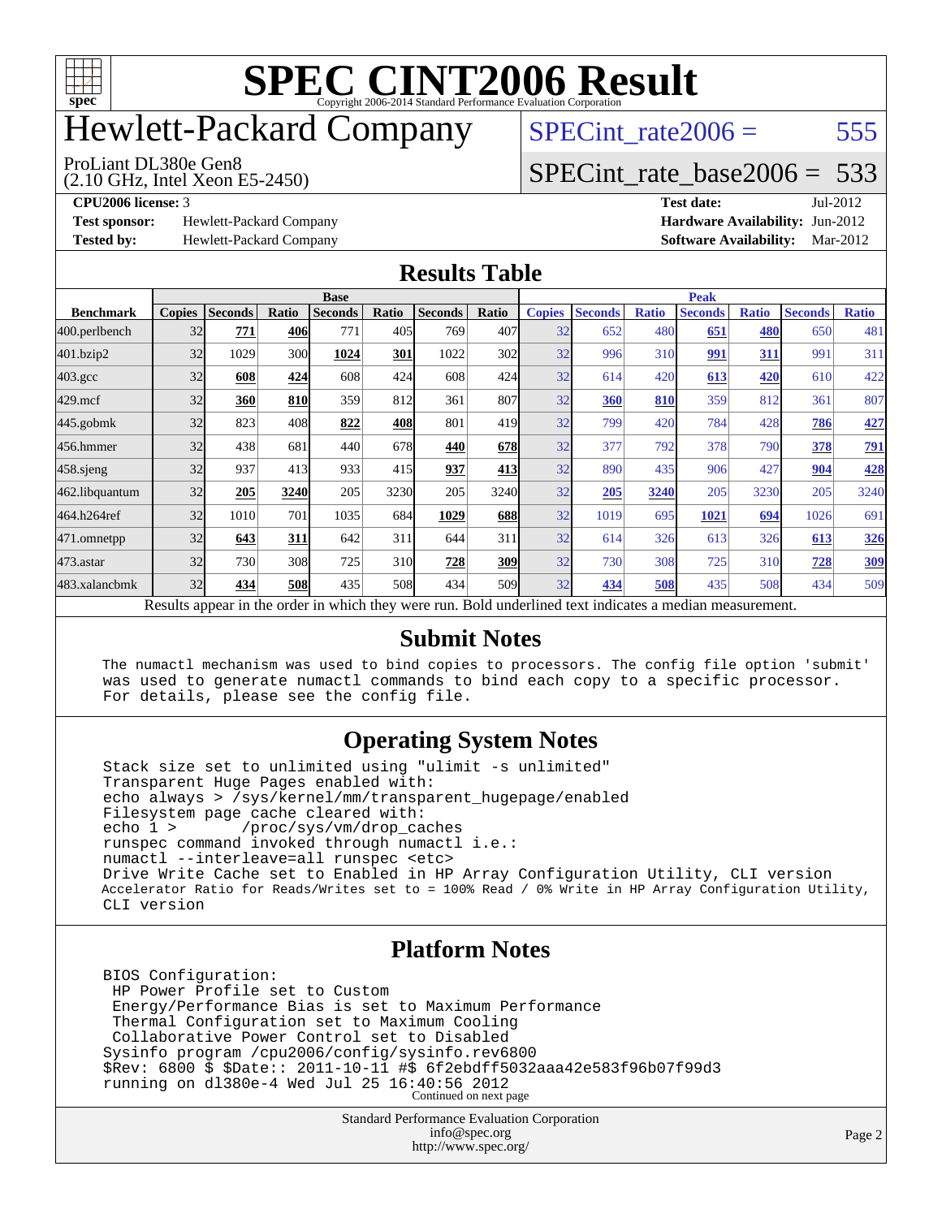# SPEC CINT2006 Result

Copyright 2006-2014 Standard Performance Evaluation Corporation

# Hewlett-Packard Company

ProLiant DL380e Gen8
(2.10 GHz, Intel Xeon E5-2450)

SPECint_rate2006 = 555

SPECint_rate_base2006 = 533

**CPU2006 license:** 3
**Test sponsor:** Hewlett-Packard Company
**Tested by:** Hewlett-Packard Company

**Test date:** Jul-2012
**Hardware Availability:** Jun-2012
**Software Availability:** Mar-2012

## Results Table

| Benchmark | Base | | | | | | | Peak | | | | | | |
|---|---|---|---|---|---|---|---|---|---|---|---|---|---|---|
| | Copies | Seconds | Ratio | Seconds | Ratio | Seconds | Ratio | Copies | Seconds | Ratio | Seconds | Ratio | Seconds | Ratio |
| 400.perlbench | 32 | **771** | **406** | 771 | 405 | 769 | 407 | 32 | 652 | 480 | **651** | **480** | 650 | 481 |
| 401.bzip2 | 32 | 1029 | 300 | **1024** | **301** | 1022 | 302 | 32 | 996 | 310 | **991** | **311** | 991 | 311 |
| 403.gcc | 32 | **608** | **424** | 608 | 424 | 608 | 424 | 32 | 614 | 420 | **613** | **420** | 610 | 422 |
| 429.mcf | 32 | **360** | **810** | 359 | 812 | 361 | 807 | 32 | **360** | **810** | 359 | 812 | 361 | 807 |
| 445.gobmk | 32 | 823 | 408 | **822** | **408** | 801 | 419 | 32 | 799 | 420 | 784 | 428 | **786** | **427** |
| 456.hmmer | 32 | 438 | 681 | 440 | 678 | **440** | **678** | 32 | 377 | 792 | 378 | 790 | **378** | **791** |
| 458.sjeng | 32 | 937 | 413 | 933 | 415 | **937** | **413** | 32 | 890 | 435 | 906 | 427 | **904** | **428** |
| 462.libquantum | 32 | **205** | **3240** | 205 | 3230 | 205 | 3240 | 32 | **205** | **3240** | 205 | 3230 | 205 | 3240 |
| 464.h264ref | 32 | 1010 | 701 | 1035 | 684 | **1029** | **688** | 32 | 1019 | 695 | **1021** | **694** | 1026 | 691 |
| 471.omnetpp | 32 | **643** | **311** | 642 | 311 | 644 | 311 | 32 | 614 | 326 | 613 | 326 | **613** | **326** |
| 473.astar | 32 | 730 | 308 | 725 | 310 | **728** | **309** | 32 | 730 | 308 | 725 | 310 | **728** | **309** |
| 483.xalancbmk | 32 | **434** | **508** | 435 | 508 | 434 | 509 | 32 | **434** | **508** | 435 | 508 | 434 | 509 |

Results appear in the order in which they were run. Bold underlined text indicates a median measurement.

## Submit Notes

```
The numactl mechanism was used to bind copies to processors. The config file option 'submit'
was used to generate numactl commands to bind each copy to a specific processor.
For details, please see the config file.
```

## Operating System Notes

```
Stack size set to unlimited using "ulimit -s unlimited"
Transparent Huge Pages enabled with:
echo always > /sys/kernel/mm/transparent_hugepage/enabled
Filesystem page cache cleared with:
echo 1 >       /proc/sys/vm/drop_caches
runspec command invoked through numactl i.e.:
numactl --interleave=all runspec <etc>
Drive Write Cache set to Enabled in HP Array Configuration Utility, CLI version
Accelerator Ratio for Reads/Writes set to = 100% Read / 0% Write in HP Array Configuration Utility,
CLI version
```

## Platform Notes

```
BIOS Configuration:
 HP Power Profile set to Custom
 Energy/Performance Bias is set to Maximum Performance
 Thermal Configuration set to Maximum Cooling
 Collaborative Power Control set to Disabled
Sysinfo program /cpu2006/config/sysinfo.rev6800
$Rev: 6800 $ $Date:: 2011-10-11 #$ 6f2ebdff5032aaa42e583f96b07f99d3
running on dl380e-4 Wed Jul 25 16:40:56 2012
```

Continued on next page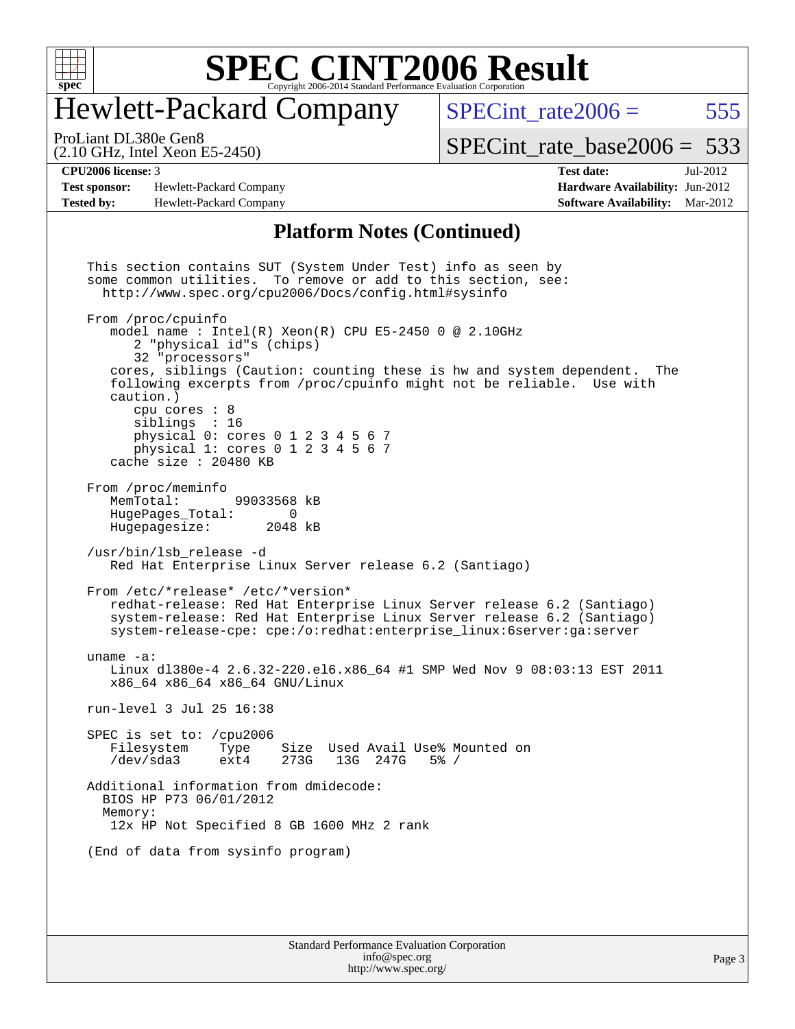# Hewlett-Packard Company

ProLiant DL380e Gen8
(2.10 GHz, Intel Xeon E5-2450)

SPECint_rate2006 = 555

SPECint_rate_base2006 = 533

**CPU2006 license:** 3
**Test sponsor:** Hewlett-Packard Company
**Tested by:** Hewlett-Packard Company

**Test date:** Jul-2012
**Hardware Availability:** Jun-2012
**Software Availability:** Mar-2012

## Platform Notes (Continued)

```
This section contains SUT (System Under Test) info as seen by
some common utilities.  To remove or add to this section, see:
  http://www.spec.org/cpu2006/Docs/config.html#sysinfo

From /proc/cpuinfo
   model name : Intel(R) Xeon(R) CPU E5-2450 0 @ 2.10GHz
      2 "physical id"s (chips)
      32 "processors"
   cores, siblings (Caution: counting these is hw and system dependent.  The
   following excerpts from /proc/cpuinfo might not be reliable.  Use with
   caution.)
      cpu cores : 8
      siblings  : 16
      physical 0: cores 0 1 2 3 4 5 6 7
      physical 1: cores 0 1 2 3 4 5 6 7
   cache size : 20480 KB

From /proc/meminfo
   MemTotal:       99033568 kB
   HugePages_Total:       0
   Hugepagesize:       2048 kB

/usr/bin/lsb_release -d
   Red Hat Enterprise Linux Server release 6.2 (Santiago)

From /etc/*release* /etc/*version*
   redhat-release: Red Hat Enterprise Linux Server release 6.2 (Santiago)
   system-release: Red Hat Enterprise Linux Server release 6.2 (Santiago)
   system-release-cpe: cpe:/o:redhat:enterprise_linux:6server:ga:server

uname -a:
   Linux dl380e-4 2.6.32-220.el6.x86_64 #1 SMP Wed Nov 9 08:03:13 EST 2011
   x86_64 x86_64 x86_64 GNU/Linux

run-level 3 Jul 25 16:38

SPEC is set to: /cpu2006
   Filesystem     Type    Size  Used Avail Use% Mounted on
   /dev/sda3      ext4    273G   13G  247G   5% /

Additional information from dmidecode:
  BIOS HP P73 06/01/2012
  Memory:
   12x HP Not Specified 8 GB 1600 MHz 2 rank

(End of data from sysinfo program)
```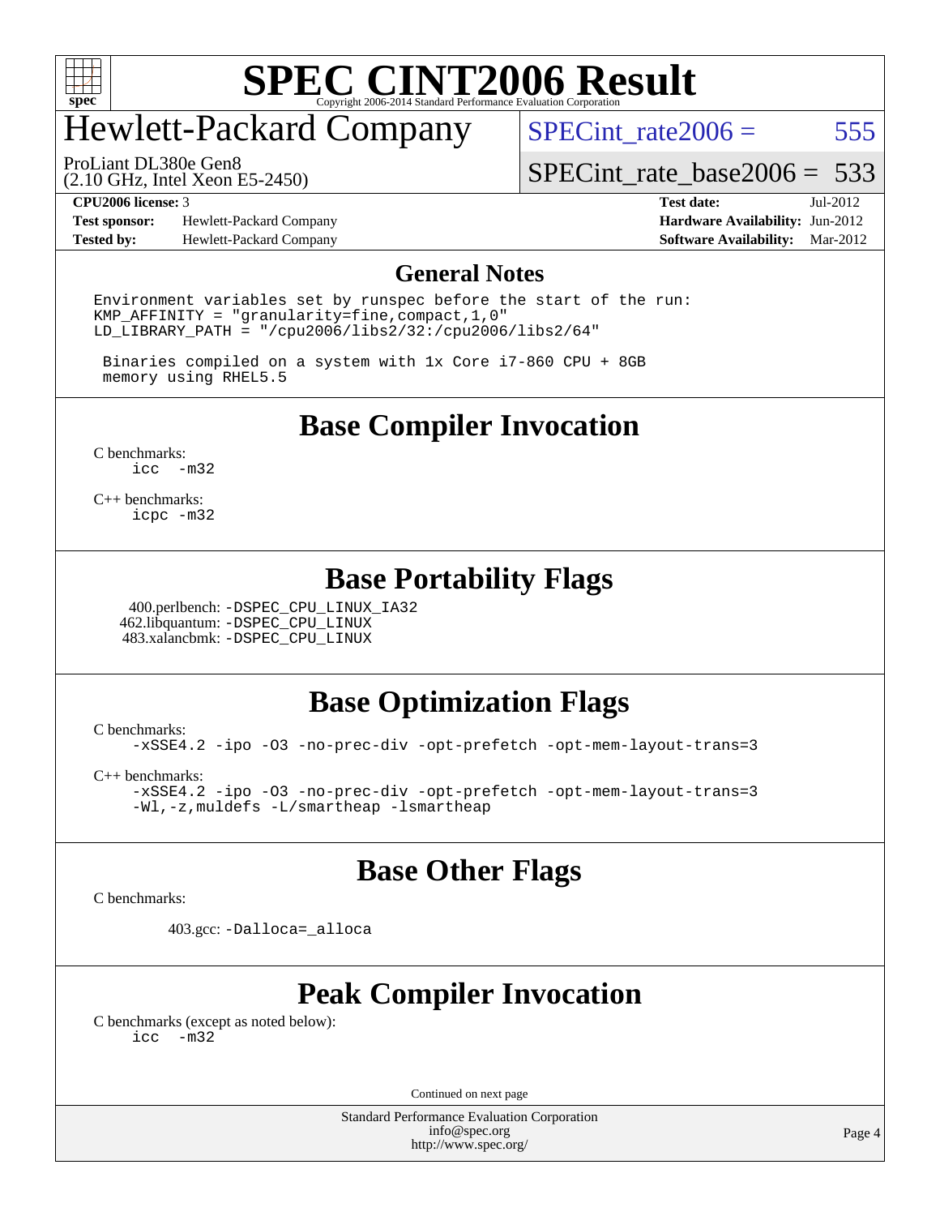# Hewlett-Packard Company

ProLiant DL380e Gen8
(2.10 GHz, Intel Xeon E5-2450)

SPECint_rate2006 = 555

SPECint_rate_base2006 = 533

**CPU2006 license:** 3
**Test sponsor:** Hewlett-Packard Company
**Tested by:** Hewlett-Packard Company

**Test date:** Jul-2012
**Hardware Availability:** Jun-2012
**Software Availability:** Mar-2012

## General Notes

```
Environment variables set by runspec before the start of the run:
KMP_AFFINITY = "granularity=fine,compact,1,0"
LD_LIBRARY_PATH = "/cpu2006/libs2/32:/cpu2006/libs2/64"

 Binaries compiled on a system with 1x Core i7-860 CPU + 8GB
 memory using RHEL5.5
```

## Base Compiler Invocation

C benchmarks:
```
icc  -m32
```

C++ benchmarks:
```
icpc -m32
```

## Base Portability Flags

400.perlbench: -DSPEC_CPU_LINUX_IA32
462.libquantum: -DSPEC_CPU_LINUX
483.xalancbmk: -DSPEC_CPU_LINUX

## Base Optimization Flags

C benchmarks:
```
-xSSE4.2 -ipo -O3 -no-prec-div -opt-prefetch -opt-mem-layout-trans=3
```

C++ benchmarks:
```
-xSSE4.2 -ipo -O3 -no-prec-div -opt-prefetch -opt-mem-layout-trans=3
-Wl,-z,muldefs -L/smartheap -lsmartheap
```

## Base Other Flags

C benchmarks:

403.gcc: -Dalloca=_alloca

## Peak Compiler Invocation

C benchmarks (except as noted below):
```
icc  -m32
```

Continued on next page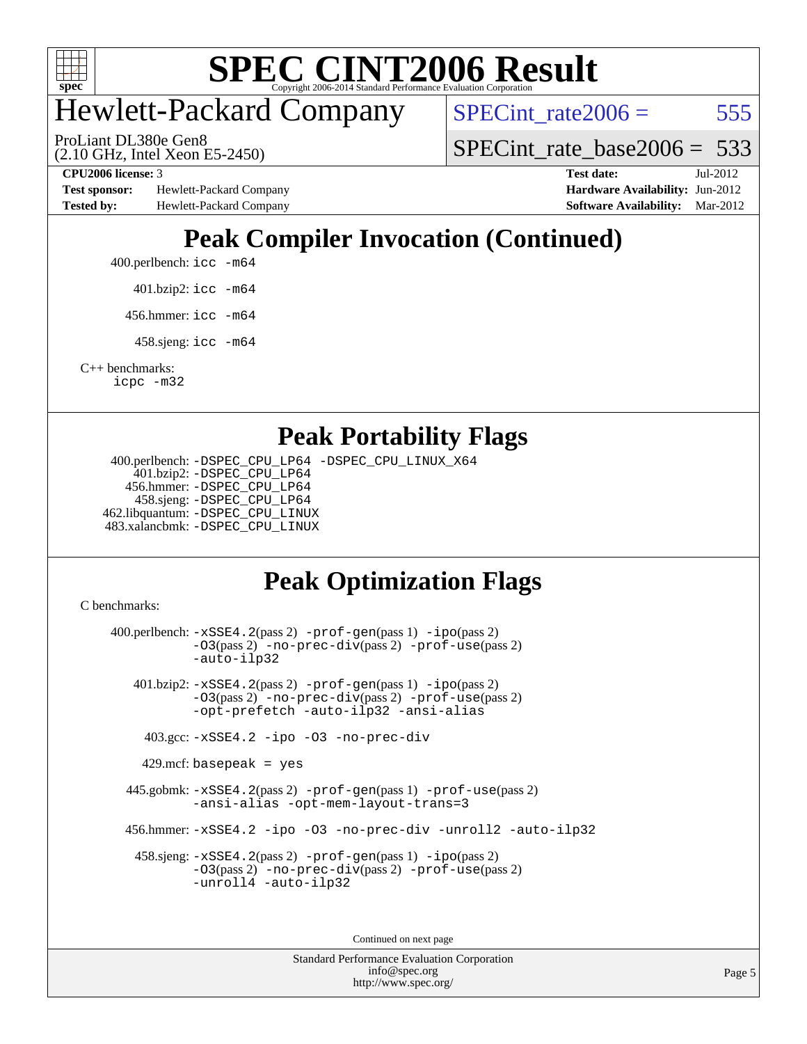# Hewlett-Packard Company

SPECint_rate2006 = 555

ProLiant DL380e Gen8
(2.10 GHz, Intel Xeon E5-2450)

SPECint_rate_base2006 = 533

**CPU2006 license:** 3
**Test sponsor:** Hewlett-Packard Company
**Tested by:** Hewlett-Packard Company

**Test date:** Jul-2012
**Hardware Availability:** Jun-2012
**Software Availability:** Mar-2012

## Peak Compiler Invocation (Continued)

400.perlbench: `icc -m64`

401.bzip2: `icc -m64`

456.hmmer: `icc -m64`

458.sjeng: `icc -m64`

C++ benchmarks:
`icpc -m32`

## Peak Portability Flags

400.perlbench: `-DSPEC_CPU_LP64 -DSPEC_CPU_LINUX_X64`
401.bzip2: `-DSPEC_CPU_LP64`
456.hmmer: `-DSPEC_CPU_LP64`
458.sjeng: `-DSPEC_CPU_LP64`
462.libquantum: `-DSPEC_CPU_LINUX`
483.xalancbmk: `-DSPEC_CPU_LINUX`

## Peak Optimization Flags

C benchmarks:

400.perlbench: `-xSSE4.2`(pass 2) `-prof-gen`(pass 1) `-ipo`(pass 2) `-O3`(pass 2) `-no-prec-div`(pass 2) `-prof-use`(pass 2) `-auto-ilp32`

401.bzip2: `-xSSE4.2`(pass 2) `-prof-gen`(pass 1) `-ipo`(pass 2) `-O3`(pass 2) `-no-prec-div`(pass 2) `-prof-use`(pass 2) `-opt-prefetch -auto-ilp32 -ansi-alias`

403.gcc: `-xSSE4.2 -ipo -O3 -no-prec-div`

429.mcf: `basepeak = yes`

445.gobmk: `-xSSE4.2`(pass 2) `-prof-gen`(pass 1) `-prof-use`(pass 2) `-ansi-alias -opt-mem-layout-trans=3`

456.hmmer: `-xSSE4.2 -ipo -O3 -no-prec-div -unroll2 -auto-ilp32`

458.sjeng: `-xSSE4.2`(pass 2) `-prof-gen`(pass 1) `-ipo`(pass 2) `-O3`(pass 2) `-no-prec-div`(pass 2) `-prof-use`(pass 2) `-unroll4 -auto-ilp32`

Continued on next page

Standard Performance Evaluation Corporation
info@spec.org
http://www.spec.org/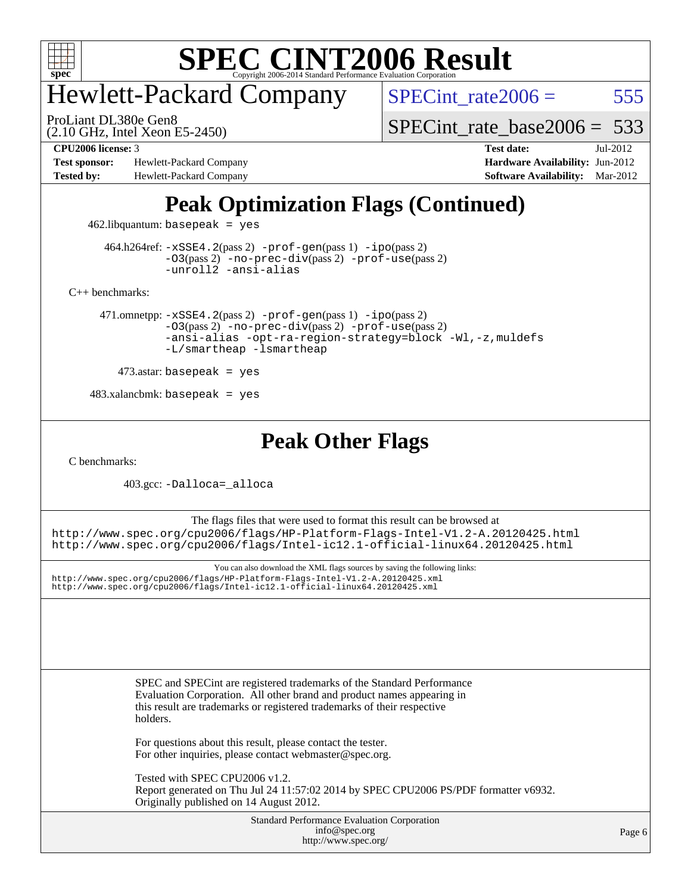# Peak Optimization Flags (Continued)

462.libquantum: basepeak = yes

464.h264ref: -xSSE4.2(pass 2) -prof-gen(pass 1) -ipo(pass 2) -O3(pass 2) -no-prec-div(pass 2) -prof-use(pass 2) -unroll2 -ansi-alias

C++ benchmarks:

471.omnetpp: -xSSE4.2(pass 2) -prof-gen(pass 1) -ipo(pass 2) -O3(pass 2) -no-prec-div(pass 2) -prof-use(pass 2) -ansi-alias -opt-ra-region-strategy=block -Wl,-z,muldefs -L/smartheap -lsmartheap

473.astar: basepeak = yes

483.xalancbmk: basepeak = yes

# Peak Other Flags

C benchmarks:

403.gcc: -Dalloca=_alloca

The flags files that were used to format this result can be browsed at
http://www.spec.org/cpu2006/flags/HP-Platform-Flags-Intel-V1.2-A.20120425.html
http://www.spec.org/cpu2006/flags/Intel-ic12.1-official-linux64.20120425.html

You can also download the XML flags sources by saving the following links:
http://www.spec.org/cpu2006/flags/HP-Platform-Flags-Intel-V1.2-A.20120425.xml
http://www.spec.org/cpu2006/flags/Intel-ic12.1-official-linux64.20120425.xml

SPEC and SPECint are registered trademarks of the Standard Performance Evaluation Corporation. All other brand and product names appearing in this result are trademarks or registered trademarks of their respective holders.

For questions about this result, please contact the tester.
For other inquiries, please contact webmaster@spec.org.

Tested with SPEC CPU2006 v1.2.
Report generated on Thu Jul 24 11:57:02 2014 by SPEC CPU2006 PS/PDF formatter v6932.
Originally published on 14 August 2012.